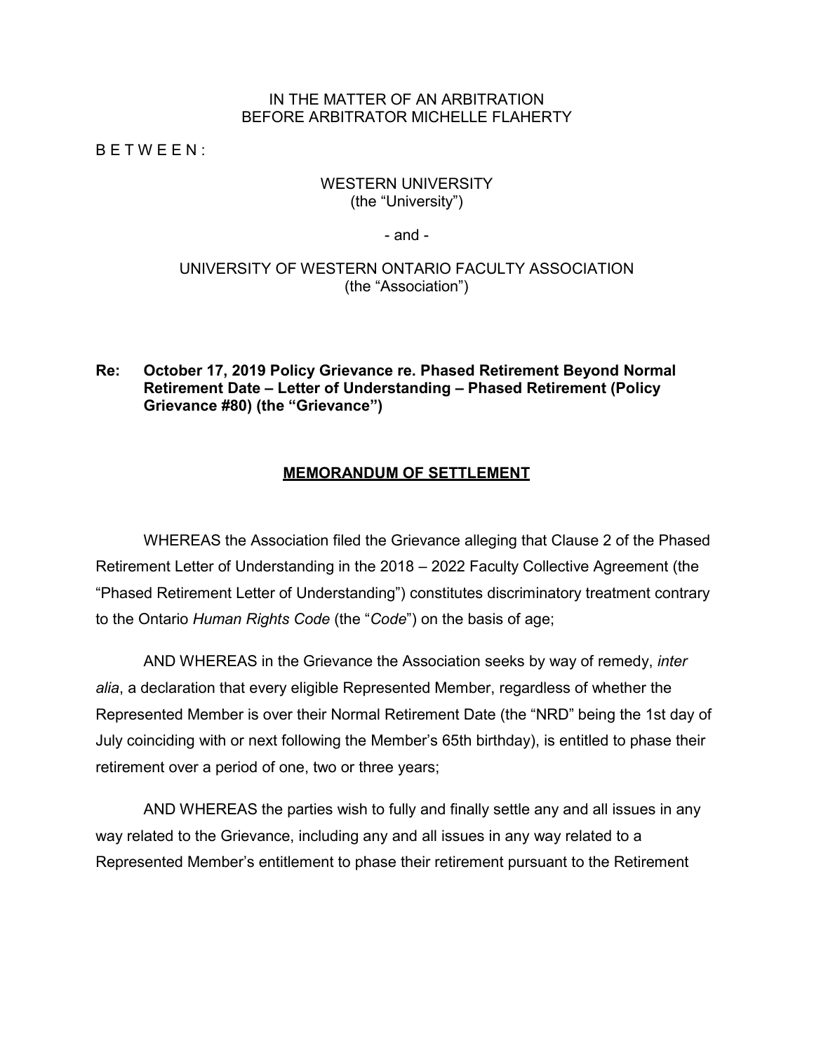IN THE MATTER OF AN ARBITRATION
BEFORE ARBITRATOR MICHELLE FLAHERTY

B E T W E E N :

WESTERN UNIVERSITY
(the "University")

- and -

UNIVERSITY OF WESTERN ONTARIO FACULTY ASSOCIATION
(the "Association")

**Re: October 17, 2019 Policy Grievance re. Phased Retirement Beyond Normal Retirement Date – Letter of Understanding – Phased Retirement (Policy Grievance #80) (the "Grievance")**

# MEMORANDUM OF SETTLEMENT

WHEREAS the Association filed the Grievance alleging that Clause 2 of the Phased Retirement Letter of Understanding in the 2018 – 2022 Faculty Collective Agreement (the "Phased Retirement Letter of Understanding") constitutes discriminatory treatment contrary to the Ontario *Human Rights Code* (the "*Code*") on the basis of age;

AND WHEREAS in the Grievance the Association seeks by way of remedy, *inter alia*, a declaration that every eligible Represented Member, regardless of whether the Represented Member is over their Normal Retirement Date (the "NRD" being the 1st day of July coinciding with or next following the Member's 65th birthday), is entitled to phase their retirement over a period of one, two or three years;

AND WHEREAS the parties wish to fully and finally settle any and all issues in any way related to the Grievance, including any and all issues in any way related to a Represented Member's entitlement to phase their retirement pursuant to the Retirement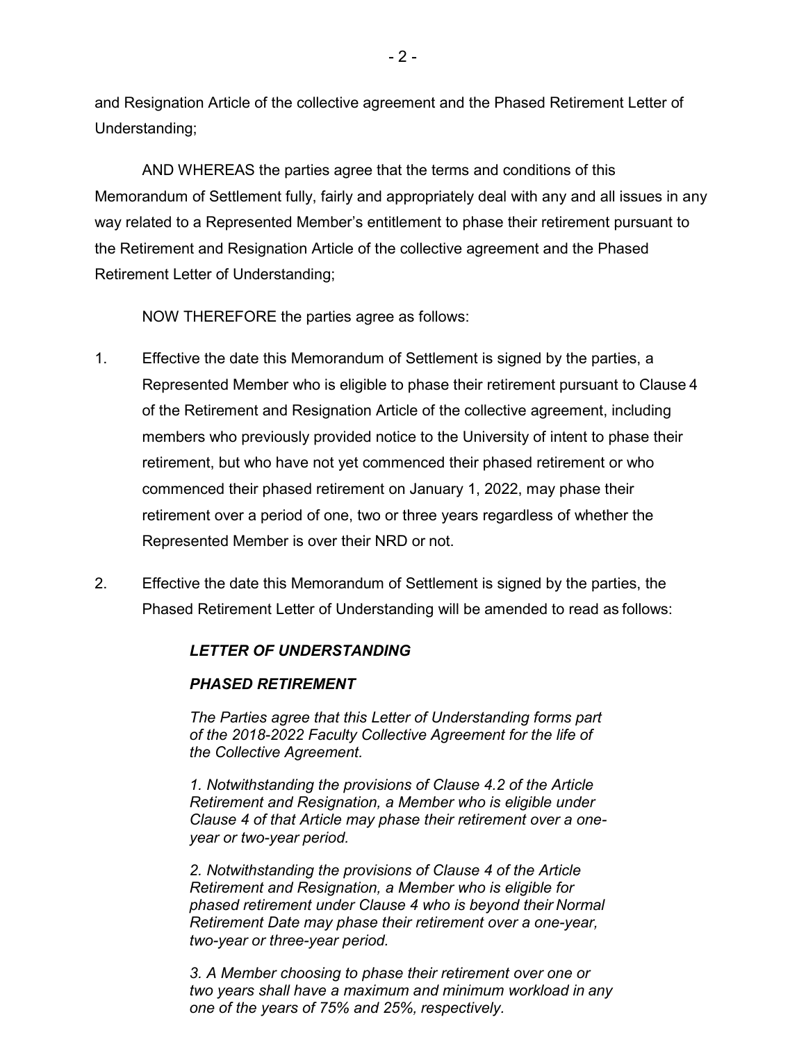and Resignation Article of the collective agreement and the Phased Retirement Letter of Understanding;

AND WHEREAS the parties agree that the terms and conditions of this Memorandum of Settlement fully, fairly and appropriately deal with any and all issues in any way related to a Represented Member's entitlement to phase their retirement pursuant to the Retirement and Resignation Article of the collective agreement and the Phased Retirement Letter of Understanding;

NOW THEREFORE the parties agree as follows:

1. Effective the date this Memorandum of Settlement is signed by the parties, a Represented Member who is eligible to phase their retirement pursuant to Clause 4 of the Retirement and Resignation Article of the collective agreement, including members who previously provided notice to the University of intent to phase their retirement, but who have not yet commenced their phased retirement or who commenced their phased retirement on January 1, 2022, may phase their retirement over a period of one, two or three years regardless of whether the Represented Member is over their NRD or not.

2. Effective the date this Memorandum of Settlement is signed by the parties, the Phased Retirement Letter of Understanding will be amended to read as follows:

   ***LETTER OF UNDERSTANDING***

   ***PHASED RETIREMENT***

   *The Parties agree that this Letter of Understanding forms part of the 2018-2022 Faculty Collective Agreement for the life of the Collective Agreement.*

   *1. Notwithstanding the provisions of Clause 4.2 of the Article Retirement and Resignation, a Member who is eligible under Clause 4 of that Article may phase their retirement over a one-year or two-year period.*

   *2. Notwithstanding the provisions of Clause 4 of the Article Retirement and Resignation, a Member who is eligible for phased retirement under Clause 4 who is beyond their Normal Retirement Date may phase their retirement over a one-year, two-year or three-year period.*

   *3. A Member choosing to phase their retirement over one or two years shall have a maximum and minimum workload in any one of the years of 75% and 25%, respectively.*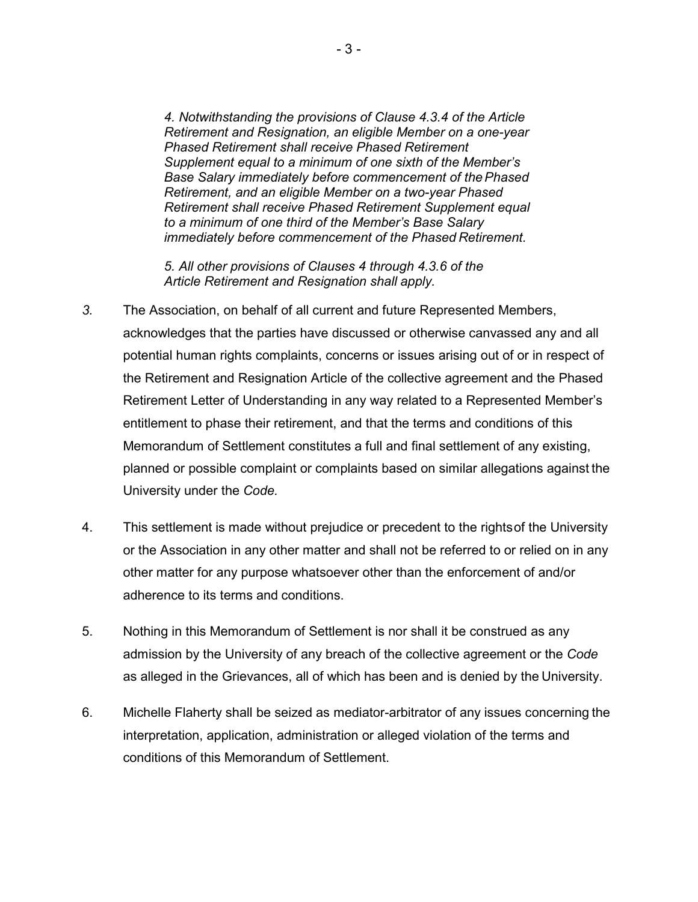*4. Notwithstanding the provisions of Clause 4.3.4 of the Article Retirement and Resignation, an eligible Member on a one-year Phased Retirement shall receive Phased Retirement Supplement equal to a minimum of one sixth of the Member's Base Salary immediately before commencement of the Phased Retirement, and an eligible Member on a two-year Phased Retirement shall receive Phased Retirement Supplement equal to a minimum of one third of the Member's Base Salary immediately before commencement of the Phased Retirement.*

*5. All other provisions of Clauses 4 through 4.3.6 of the Article Retirement and Resignation shall apply.*

*3.* The Association, on behalf of all current and future Represented Members, acknowledges that the parties have discussed or otherwise canvassed any and all potential human rights complaints, concerns or issues arising out of or in respect of the Retirement and Resignation Article of the collective agreement and the Phased Retirement Letter of Understanding in any way related to a Represented Member's entitlement to phase their retirement, and that the terms and conditions of this Memorandum of Settlement constitutes a full and final settlement of any existing, planned or possible complaint or complaints based on similar allegations against the University under the *Code.*

4. This settlement is made without prejudice or precedent to the rights of the University or the Association in any other matter and shall not be referred to or relied on in any other matter for any purpose whatsoever other than the enforcement of and/or adherence to its terms and conditions.

5. Nothing in this Memorandum of Settlement is nor shall it be construed as any admission by the University of any breach of the collective agreement or the *Code* as alleged in the Grievances, all of which has been and is denied by the University.

6. Michelle Flaherty shall be seized as mediator-arbitrator of any issues concerning the interpretation, application, administration or alleged violation of the terms and conditions of this Memorandum of Settlement.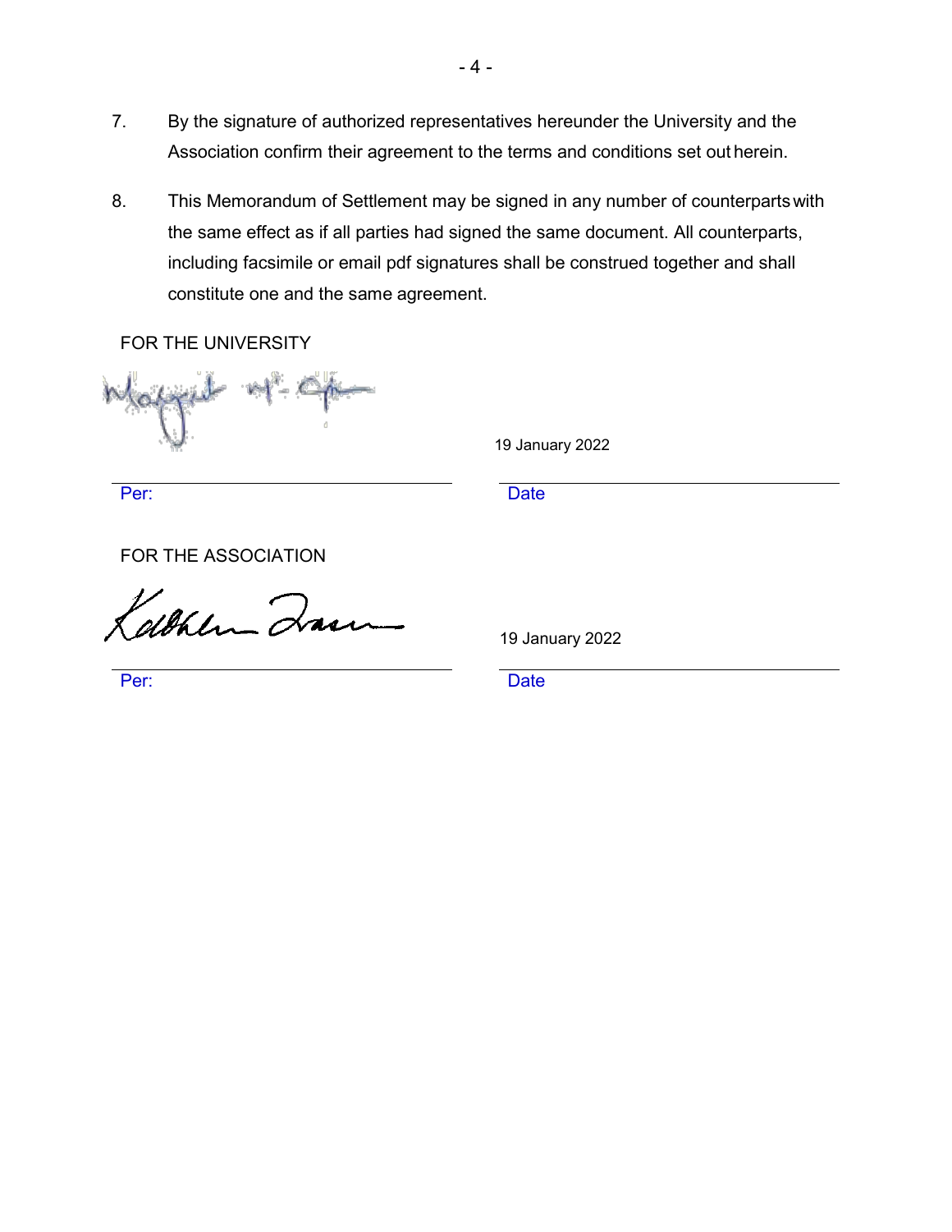7. By the signature of authorized representatives hereunder the University and the Association confirm their agreement to the terms and conditions set out herein.

8. This Memorandum of Settlement may be signed in any number of counterparts with the same effect as if all parties had signed the same document. All counterparts, including facsimile or email pdf signatures shall be construed together and shall constitute one and the same agreement.

FOR THE UNIVERSITY

19 January 2022

Per: Date

FOR THE ASSOCIATION

19 January 2022

Per: Date